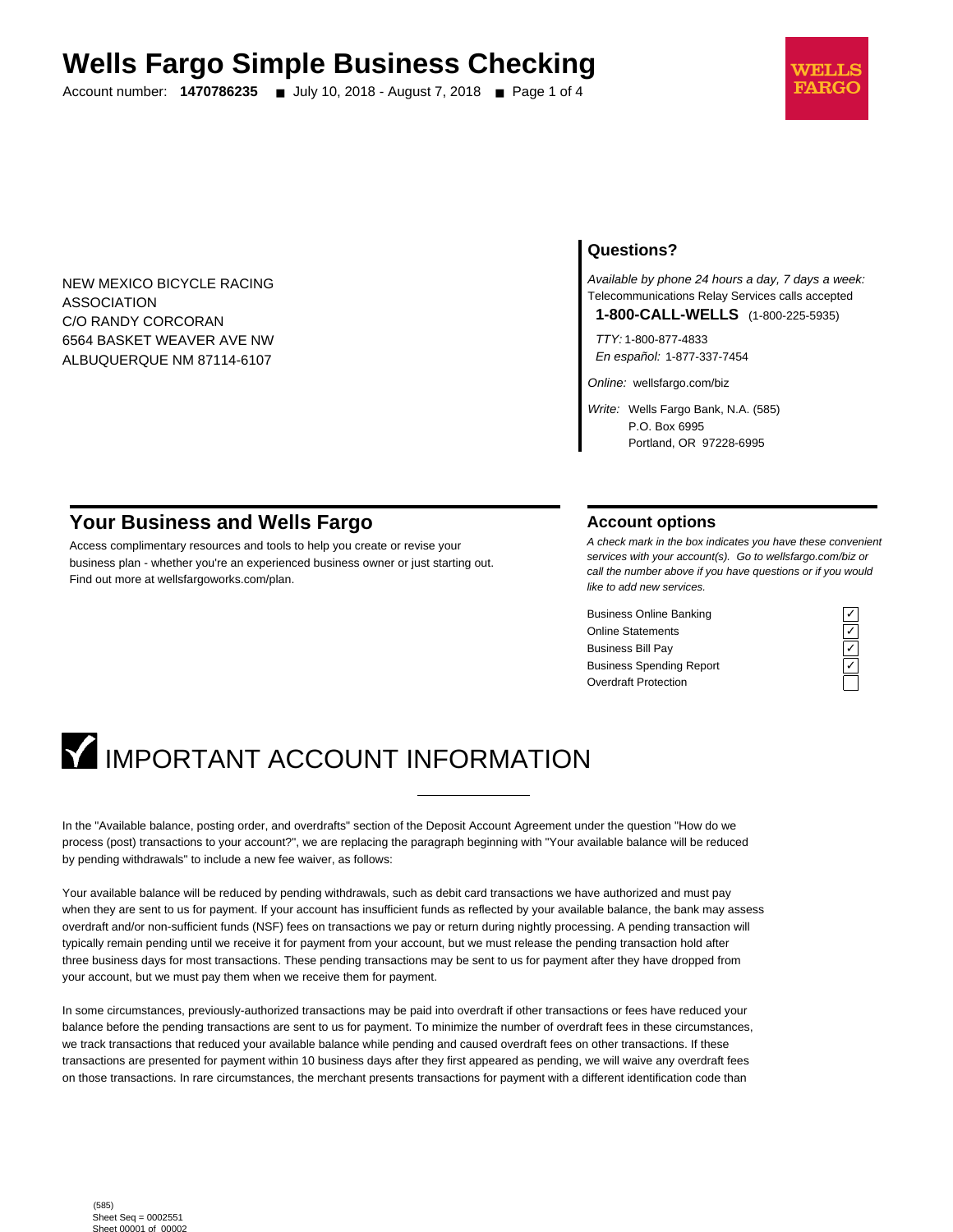# Wells Fargo Simple Business Checking

Account number: **1470786235** ■ July 10, 2018 - August 7, 2018

NEW MEXICO BICYCLE RACING ASSOCIATION
C/O RANDY CORCORAN
6564 BASKET WEAVER AVE NW
ALBUQUERQUE NM 87114-6107

## Questions?

*Available by phone 24 hours a day, 7 days a week:*
Telecommunications Relay Services calls accepted

**1-800-CALL-WELLS** (1-800-225-5935)

*TTY:* 1-800-877-4833
*En español:* 1-877-337-7454

*Online:* wellsfargo.com/biz

*Write:* Wells Fargo Bank, N.A. (585)
P.O. Box 6995
Portland, OR 97228-6995

## Your Business and Wells Fargo

Access complimentary resources and tools to help you create or revise your business plan - whether you're an experienced business owner or just starting out. Find out more at wellsfargoworks.com/plan.

## Account options

*A check mark in the box indicates you have these convenient services with your account(s). Go to wellsfargo.com/biz or call the number above if you have questions or if you would like to add new services.*

| Service | |
|---|---|
| Business Online Banking | ✓ |
| Online Statements | ✓ |
| Business Bill Pay | ✓ |
| Business Spending Report | ✓ |
| Overdraft Protection | |

# IMPORTANT ACCOUNT INFORMATION

In the "Available balance, posting order, and overdrafts" section of the Deposit Account Agreement under the question "How do we process (post) transactions to your account?", we are replacing the paragraph beginning with "Your available balance will be reduced by pending withdrawals" to include a new fee waiver, as follows:

Your available balance will be reduced by pending withdrawals, such as debit card transactions we have authorized and must pay when they are sent to us for payment. If your account has insufficient funds as reflected by your available balance, the bank may assess overdraft and/or non-sufficient funds (NSF) fees on transactions we pay or return during nightly processing. A pending transaction will typically remain pending until we receive it for payment from your account, but we must release the pending transaction hold after three business days for most transactions. These pending transactions may be sent to us for payment after they have dropped from your account, but we must pay them when we receive them for payment.

In some circumstances, previously-authorized transactions may be paid into overdraft if other transactions or fees have reduced your balance before the pending transactions are sent to us for payment. To minimize the number of overdraft fees in these circumstances, we track transactions that reduced your available balance while pending and caused overdraft fees on other transactions. If these transactions are presented for payment within 10 business days after they first appeared as pending, we will waive any overdraft fees on those transactions. In rare circumstances, the merchant presents transactions for payment with a different identification code than

(585)
Sheet Seq = 0002551
Sheet 00001 of 00002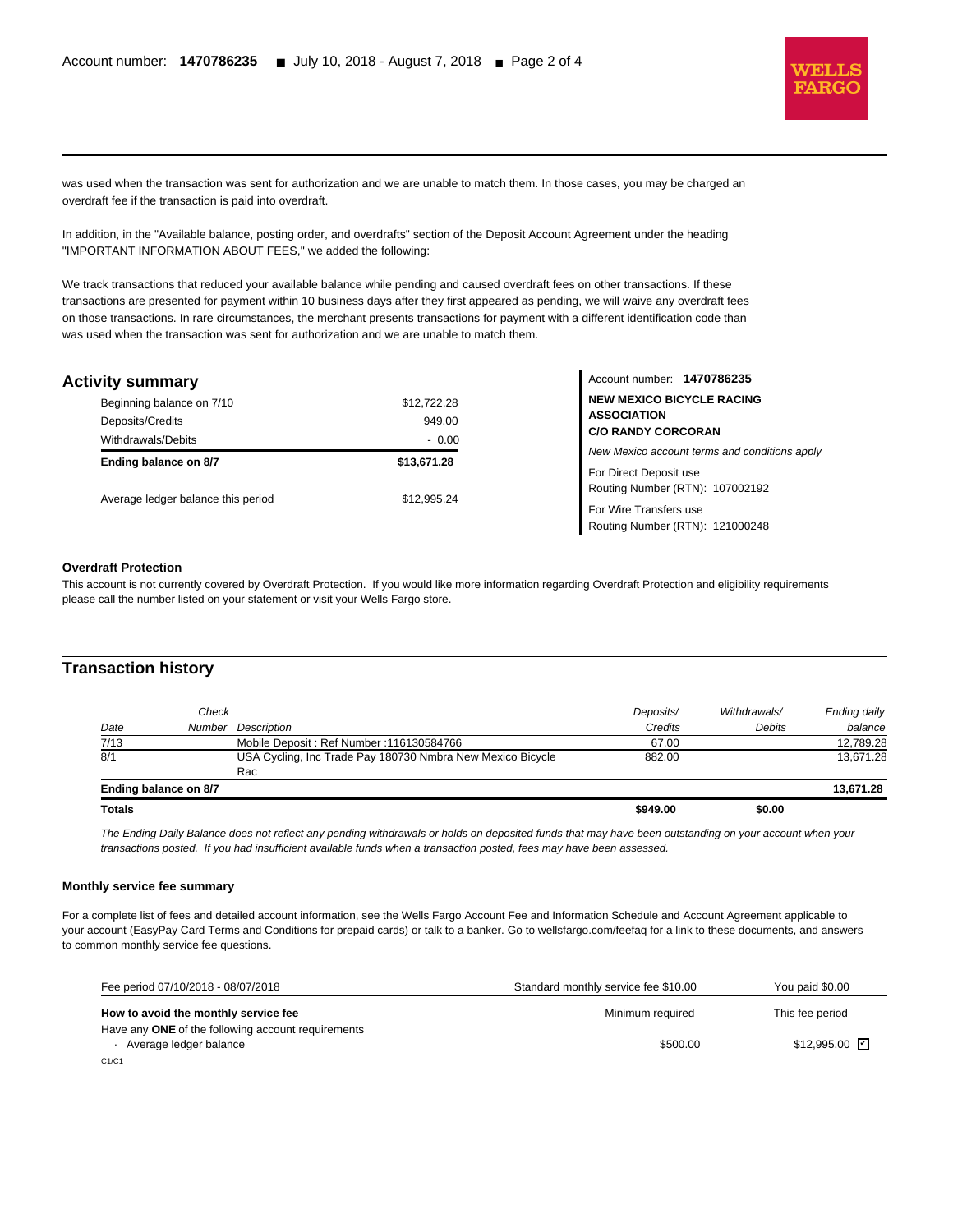was used when the transaction was sent for authorization and we are unable to match them. In those cases, you may be charged an overdraft fee if the transaction is paid into overdraft.

In addition, in the "Available balance, posting order, and overdrafts" section of the Deposit Account Agreement under the heading "IMPORTANT INFORMATION ABOUT FEES," we added the following:

We track transactions that reduced your available balance while pending and caused overdraft fees on other transactions. If these transactions are presented for payment within 10 business days after they first appeared as pending, we will waive any overdraft fees on those transactions. In rare circumstances, the merchant presents transactions for payment with a different identification code than was used when the transaction was sent for authorization and we are unable to match them.

## Activity summary

| | |
|---|---|
| Beginning balance on 7/10 | $12,722.28 |
| Deposits/Credits | 949.00 |
| Withdrawals/Debits | - 0.00 |
| **Ending balance on 8/7** | **$13,671.28** |
| Average ledger balance this period | $12,995.24 |

Account number: **1470786235**

**NEW MEXICO BICYCLE RACING ASSOCIATION**
**C/O RANDY CORCORAN**

*New Mexico account terms and conditions apply*

For Direct Deposit use
Routing Number (RTN): 107002192

For Wire Transfers use
Routing Number (RTN): 121000248

### Overdraft Protection

This account is not currently covered by Overdraft Protection. If you would like more information regarding Overdraft Protection and eligibility requirements please call the number listed on your statement or visit your Wells Fargo store.

## Transaction history

| *Date* | *Check Number* | *Description* | *Deposits/ Credits* | *Withdrawals/ Debits* | *Ending daily balance* |
|---|---|---|---|---|---|
| 7/13 | | Mobile Deposit : Ref Number :116130584766 | 67.00 | | 12,789.28 |
| 8/1 | | USA Cycling, Inc Trade Pay 180730 Nmbra New Mexico Bicycle Rac | 882.00 | | 13,671.28 |
| **Ending balance on 8/7** | | | | | **13,671.28** |
| **Totals** | | | **$949.00** | **$0.00** | |

*The Ending Daily Balance does not reflect any pending withdrawals or holds on deposited funds that may have been outstanding on your account when your transactions posted. If you had insufficient available funds when a transaction posted, fees may have been assessed.*

### Monthly service fee summary

For a complete list of fees and detailed account information, see the Wells Fargo Account Fee and Information Schedule and Account Agreement applicable to your account (EasyPay Card Terms and Conditions for prepaid cards) or talk to a banker. Go to wellsfargo.com/feefaq for a link to these documents, and answers to common monthly service fee questions.

| Fee period 07/10/2018 - 08/07/2018 | Standard monthly service fee $10.00 | You paid $0.00 |
|---|---|---|
| **How to avoid the monthly service fee** | Minimum required | This fee period |
| Have any **ONE** of the following account requirements | | |
| · Average ledger balance | $500.00 | $12,995.00 ☑ |

C1/C1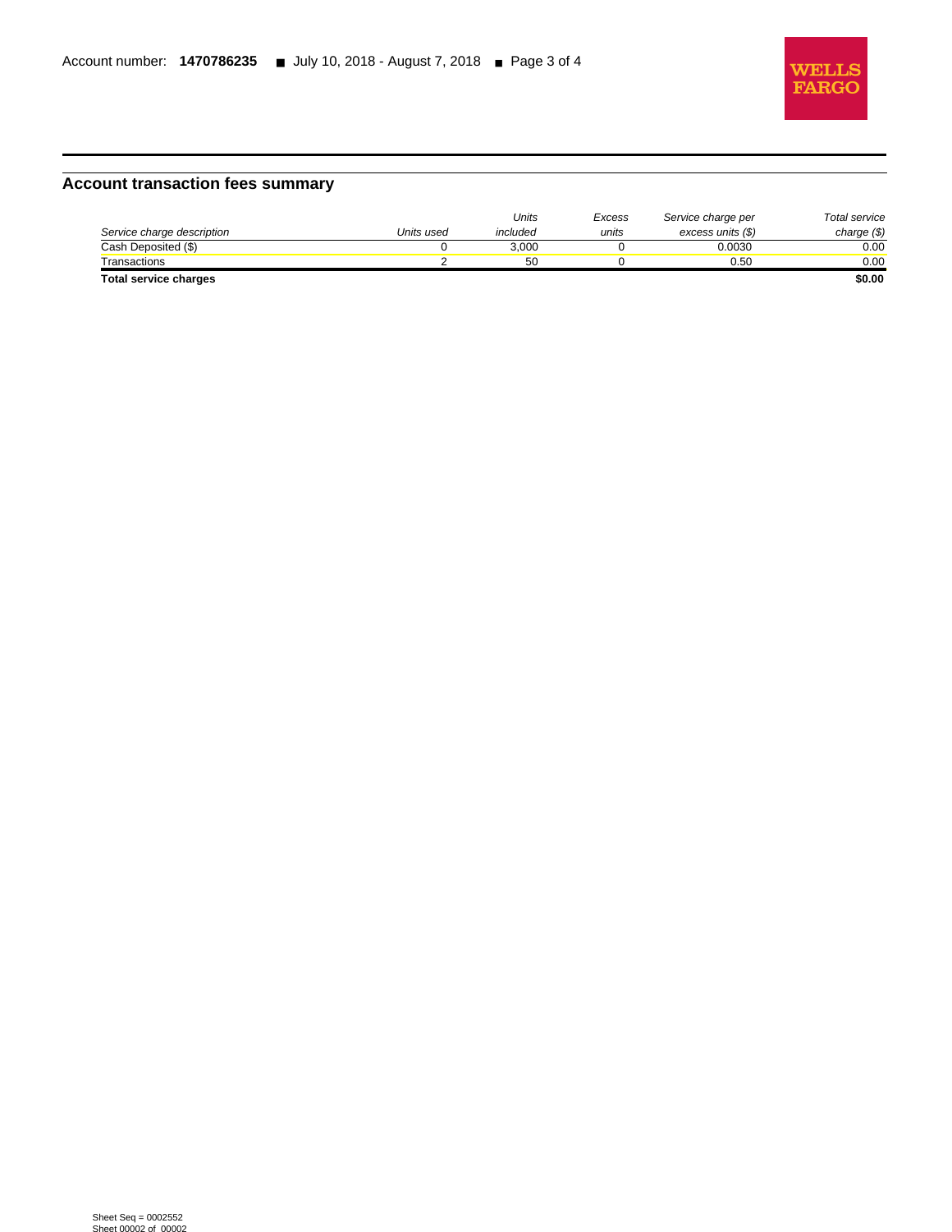## Account transaction fees summary

| Service charge description | Units used | Units included | Excess units | Service charge per excess units ($) | Total service charge ($) |
|---|---|---|---|---|---|
| Cash Deposited ($) | 0 | 3,000 | 0 | 0.0030 | 0.00 |
| Transactions | 2 | 50 | 0 | 0.50 | 0.00 |
| **Total service charges** | | | | | **$0.00** |

Sheet Seq = 0002552
Sheet 00002 of 00002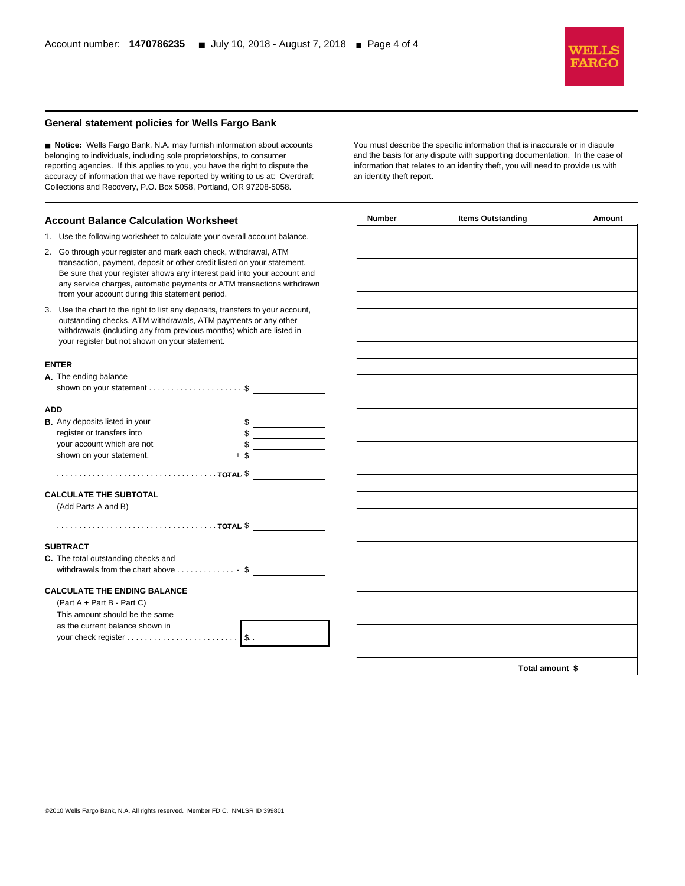## General statement policies for Wells Fargo Bank

■ **Notice:** Wells Fargo Bank, N.A. may furnish information about accounts belonging to individuals, including sole proprietorships, to consumer reporting agencies. If this applies to you, you have the right to dispute the accuracy of information that we have reported by writing to us at: Overdraft Collections and Recovery, P.O. Box 5058, Portland, OR 97208-5058.

You must describe the specific information that is inaccurate or in dispute and the basis for any dispute with supporting documentation. In the case of information that relates to an identity theft, you will need to provide us with an identity theft report.

### Account Balance Calculation Worksheet

1. Use the following worksheet to calculate your overall account balance.
2. Go through your register and mark each check, withdrawal, ATM transaction, payment, deposit or other credit listed on your statement. Be sure that your register shows any interest paid into your account and any service charges, automatic payments or ATM transactions withdrawn from your account during this statement period.
3. Use the chart to the right to list any deposits, transfers to your account, outstanding checks, ATM withdrawals, ATM payments or any other withdrawals (including any from previous months) which are listed in your register but not shown on your statement.

**ENTER**

**A.** The ending balance shown on your statement . . . . . . . . . . . . . . . . . . . . . $ ____________

**ADD**

**B.** Any deposits listed in your register or transfers into your account which are not shown on your statement.

$ ____________
$ ____________
$ ____________
\+ $ ____________

. . . . . . . . . . . . . . . . . . . . . . . . . . . . . . . . . . . **TOTAL** $ ____________

**CALCULATE THE SUBTOTAL**

(Add Parts A and B)

. . . . . . . . . . . . . . . . . . . . . . . . . . . . . . . . . . . **TOTAL** $ ____________

**SUBTRACT**

**C.** The total outstanding checks and withdrawals from the chart above . . . . . . . . . . . . . - $ ____________

**CALCULATE THE ENDING BALANCE**

(Part A + Part B - Part C)
This amount should be the same as the current balance shown in your check register . . . . . . . . . . . . . . . . . . . . . . . . $ ____________

| Number | Items Outstanding | Amount |
|---|---|---|
| | | |
| | | |
| | | |
| | | |
| | | |
| | | |
| | | |
| | | |
| | | |
| | | |
| | | |
| | | |
| | | |
| | | |
| | | |
| | | |
| | | |
| | | |
| | | |
| | | |
| | | |
| | | |
| | | |
| | | |
| | | |
| | | |
| | **Total amount $** | |

©2010 Wells Fargo Bank, N.A. All rights reserved. Member FDIC. NMLSR ID 399801